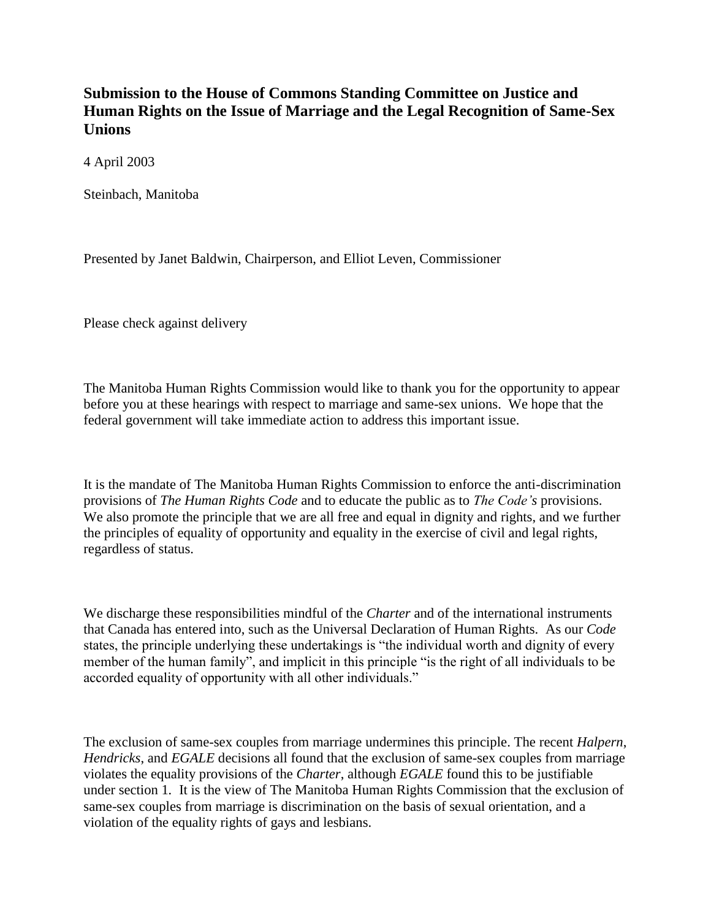**Submission to the House of Commons Standing Committee on Justice and Human Rights on the Issue of Marriage and the Legal Recognition of Same-Sex Unions**

4 April 2003

Steinbach, Manitoba

Presented by Janet Baldwin, Chairperson, and Elliot Leven, Commissioner

Please check against delivery

The Manitoba Human Rights Commission would like to thank you for the opportunity to appear before you at these hearings with respect to marriage and same-sex unions. We hope that the federal government will take immediate action to address this important issue.

It is the mandate of The Manitoba Human Rights Commission to enforce the anti-discrimination provisions of *The Human Rights Code* and to educate the public as to *The Code's* provisions. We also promote the principle that we are all free and equal in dignity and rights, and we further the principles of equality of opportunity and equality in the exercise of civil and legal rights, regardless of status.

We discharge these responsibilities mindful of the *Charter* and of the international instruments that Canada has entered into, such as the Universal Declaration of Human Rights. As our *Code* states, the principle underlying these undertakings is "the individual worth and dignity of every member of the human family", and implicit in this principle "is the right of all individuals to be accorded equality of opportunity with all other individuals."

The exclusion of same-sex couples from marriage undermines this principle. The recent *Halpern*, *Hendricks*, and *EGALE* decisions all found that the exclusion of same-sex couples from marriage violates the equality provisions of the *Charter*, although *EGALE* found this to be justifiable under section 1. It is the view of The Manitoba Human Rights Commission that the exclusion of same-sex couples from marriage is discrimination on the basis of sexual orientation, and a violation of the equality rights of gays and lesbians.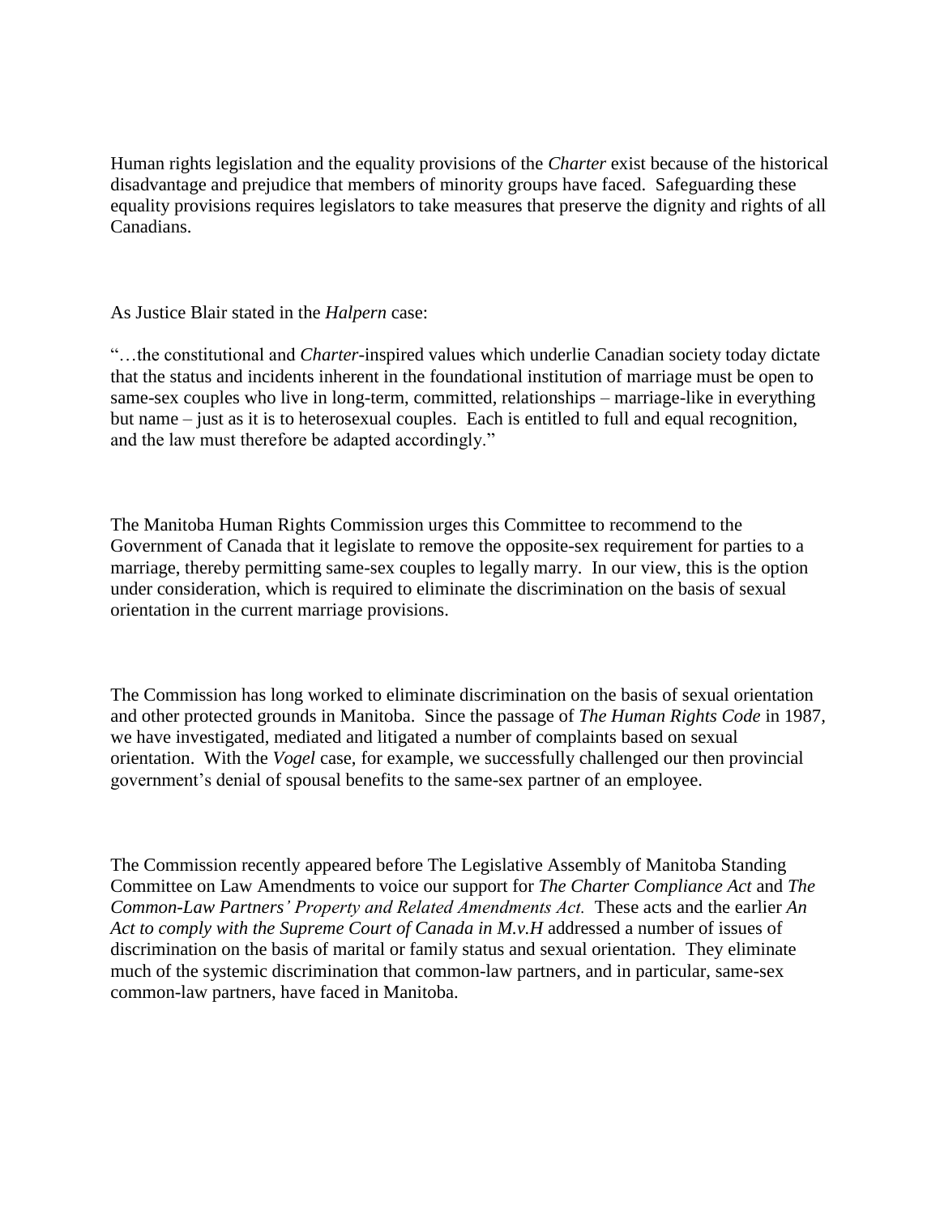Human rights legislation and the equality provisions of the *Charter* exist because of the historical disadvantage and prejudice that members of minority groups have faced. Safeguarding these equality provisions requires legislators to take measures that preserve the dignity and rights of all Canadians.

As Justice Blair stated in the *Halpern* case:

"…the constitutional and *Charter*-inspired values which underlie Canadian society today dictate that the status and incidents inherent in the foundational institution of marriage must be open to same-sex couples who live in long-term, committed, relationships – marriage-like in everything but name – just as it is to heterosexual couples. Each is entitled to full and equal recognition, and the law must therefore be adapted accordingly."

The Manitoba Human Rights Commission urges this Committee to recommend to the Government of Canada that it legislate to remove the opposite-sex requirement for parties to a marriage, thereby permitting same-sex couples to legally marry. In our view, this is the option under consideration, which is required to eliminate the discrimination on the basis of sexual orientation in the current marriage provisions.

The Commission has long worked to eliminate discrimination on the basis of sexual orientation and other protected grounds in Manitoba. Since the passage of *The Human Rights Code* in 1987, we have investigated, mediated and litigated a number of complaints based on sexual orientation. With the *Vogel* case, for example, we successfully challenged our then provincial government's denial of spousal benefits to the same-sex partner of an employee.

The Commission recently appeared before The Legislative Assembly of Manitoba Standing Committee on Law Amendments to voice our support for *The Charter Compliance Act* and *The Common-Law Partners' Property and Related Amendments Act.* These acts and the earlier *An Act to comply with the Supreme Court of Canada in M.v.H* addressed a number of issues of discrimination on the basis of marital or family status and sexual orientation. They eliminate much of the systemic discrimination that common-law partners, and in particular, same-sex common-law partners, have faced in Manitoba.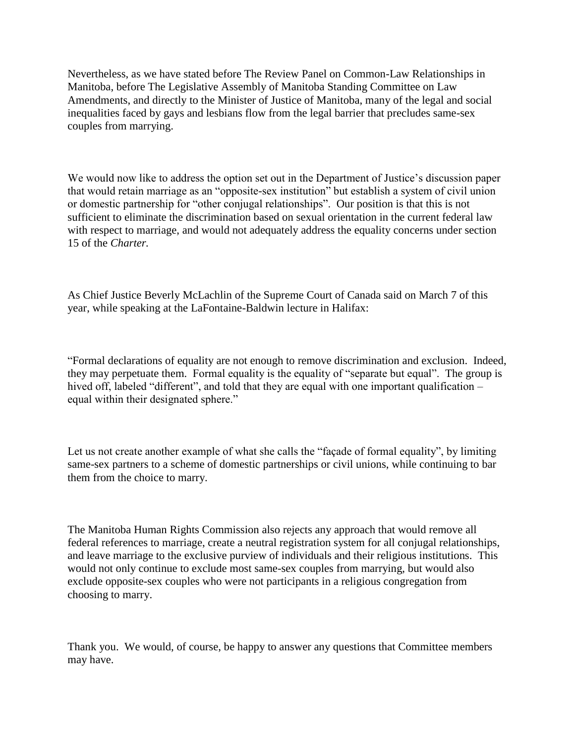Nevertheless, as we have stated before The Review Panel on Common-Law Relationships in Manitoba, before The Legislative Assembly of Manitoba Standing Committee on Law Amendments, and directly to the Minister of Justice of Manitoba, many of the legal and social inequalities faced by gays and lesbians flow from the legal barrier that precludes same-sex couples from marrying.

We would now like to address the option set out in the Department of Justice's discussion paper that would retain marriage as an "opposite-sex institution" but establish a system of civil union or domestic partnership for "other conjugal relationships". Our position is that this is not sufficient to eliminate the discrimination based on sexual orientation in the current federal law with respect to marriage, and would not adequately address the equality concerns under section 15 of the *Charter.*

As Chief Justice Beverly McLachlin of the Supreme Court of Canada said on March 7 of this year, while speaking at the LaFontaine-Baldwin lecture in Halifax:

"Formal declarations of equality are not enough to remove discrimination and exclusion. Indeed, they may perpetuate them. Formal equality is the equality of "separate but equal". The group is hived off, labeled "different", and told that they are equal with one important qualification – equal within their designated sphere."

Let us not create another example of what she calls the "façade of formal equality", by limiting same-sex partners to a scheme of domestic partnerships or civil unions, while continuing to bar them from the choice to marry.

The Manitoba Human Rights Commission also rejects any approach that would remove all federal references to marriage, create a neutral registration system for all conjugal relationships, and leave marriage to the exclusive purview of individuals and their religious institutions. This would not only continue to exclude most same-sex couples from marrying, but would also exclude opposite-sex couples who were not participants in a religious congregation from choosing to marry.

Thank you. We would, of course, be happy to answer any questions that Committee members may have.